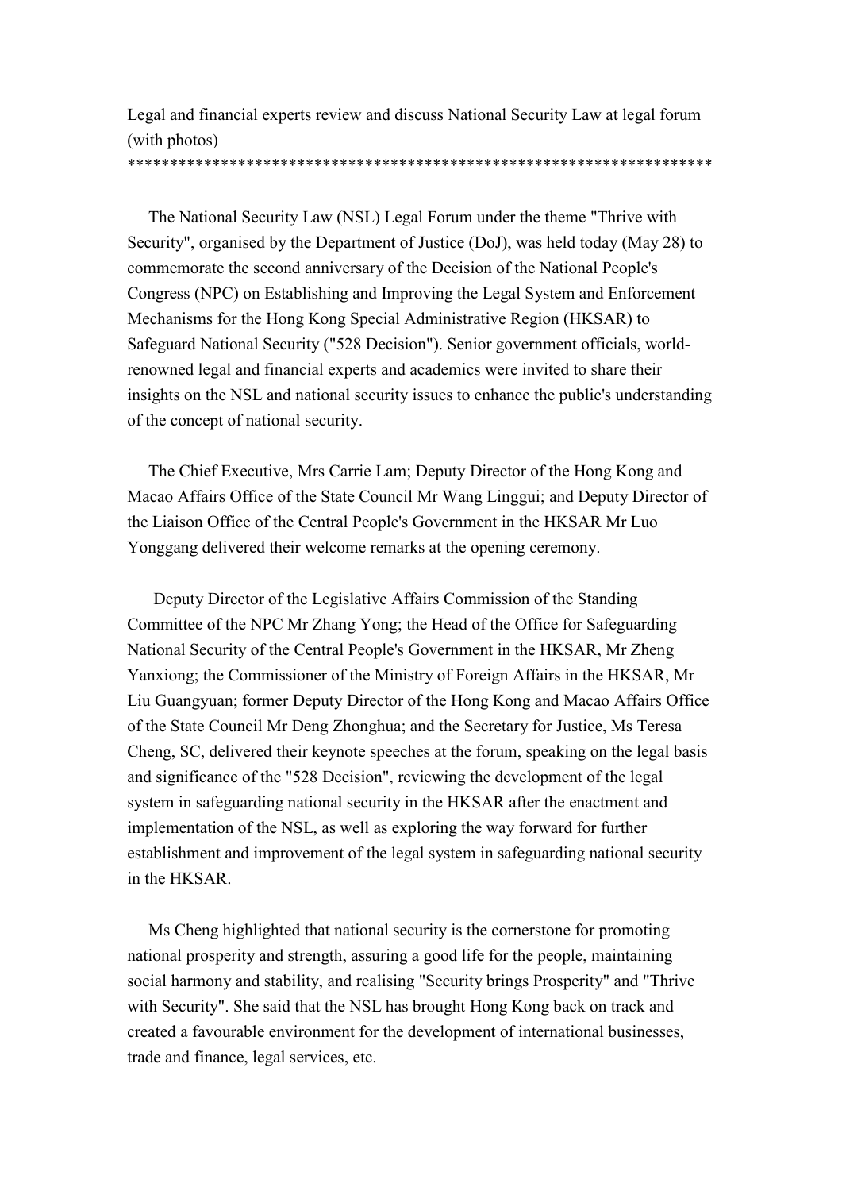Legal and financial experts review and discuss National Security Law at legal forum (with photos)
*********************************************************************

The National Security Law (NSL) Legal Forum under the theme "Thrive with Security", organised by the Department of Justice (DoJ), was held today (May 28) to commemorate the second anniversary of the Decision of the National People's Congress (NPC) on Establishing and Improving the Legal System and Enforcement Mechanisms for the Hong Kong Special Administrative Region (HKSAR) to Safeguard National Security ("528 Decision"). Senior government officials, world-renowned legal and financial experts and academics were invited to share their insights on the NSL and national security issues to enhance the public's understanding of the concept of national security.

The Chief Executive, Mrs Carrie Lam; Deputy Director of the Hong Kong and Macao Affairs Office of the State Council Mr Wang Linggui; and Deputy Director of the Liaison Office of the Central People's Government in the HKSAR Mr Luo Yonggang delivered their welcome remarks at the opening ceremony.

Deputy Director of the Legislative Affairs Commission of the Standing Committee of the NPC Mr Zhang Yong; the Head of the Office for Safeguarding National Security of the Central People's Government in the HKSAR, Mr Zheng Yanxiong; the Commissioner of the Ministry of Foreign Affairs in the HKSAR, Mr Liu Guangyuan; former Deputy Director of the Hong Kong and Macao Affairs Office of the State Council Mr Deng Zhonghua; and the Secretary for Justice, Ms Teresa Cheng, SC, delivered their keynote speeches at the forum, speaking on the legal basis and significance of the "528 Decision", reviewing the development of the legal system in safeguarding national security in the HKSAR after the enactment and implementation of the NSL, as well as exploring the way forward for further establishment and improvement of the legal system in safeguarding national security in the HKSAR.

Ms Cheng highlighted that national security is the cornerstone for promoting national prosperity and strength, assuring a good life for the people, maintaining social harmony and stability, and realising "Security brings Prosperity" and "Thrive with Security". She said that the NSL has brought Hong Kong back on track and created a favourable environment for the development of international businesses, trade and finance, legal services, etc.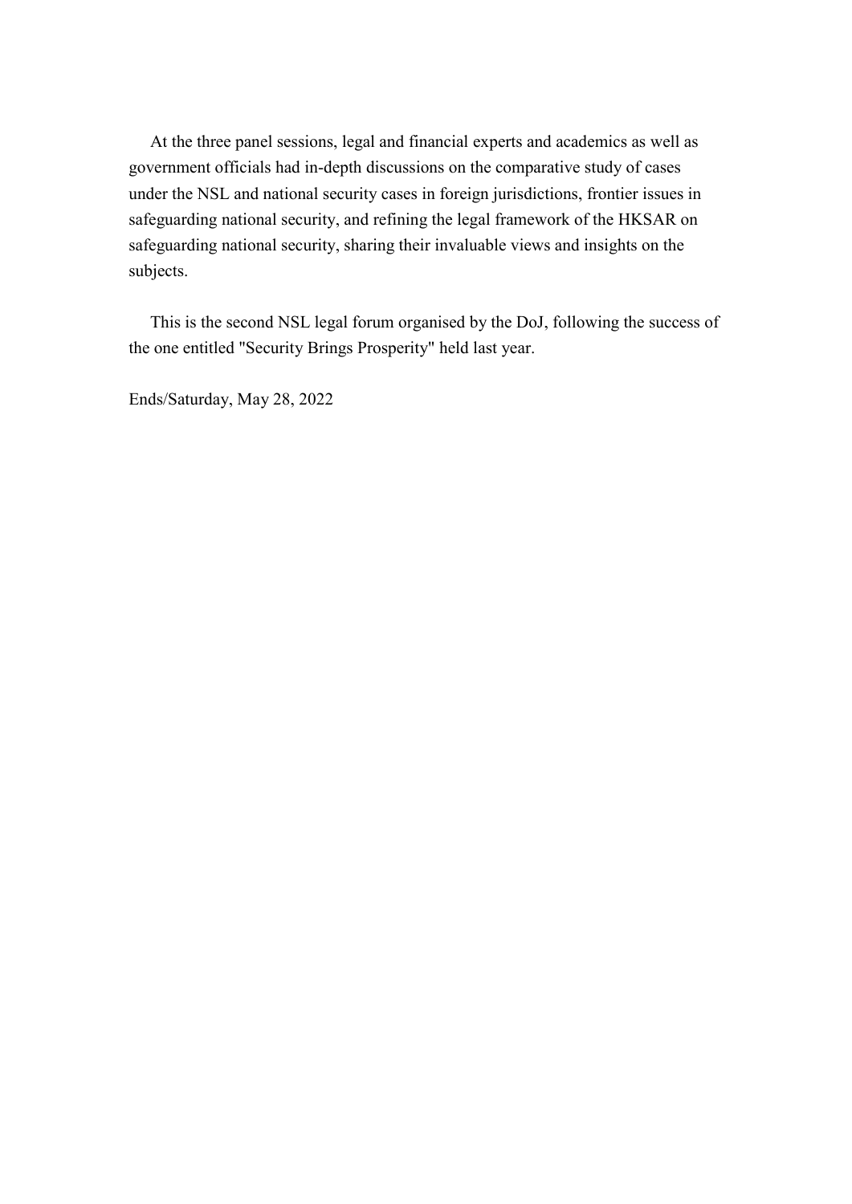At the three panel sessions, legal and financial experts and academics as well as government officials had in-depth discussions on the comparative study of cases under the NSL and national security cases in foreign jurisdictions, frontier issues in safeguarding national security, and refining the legal framework of the HKSAR on safeguarding national security, sharing their invaluable views and insights on the subjects.

This is the second NSL legal forum organised by the DoJ, following the success of the one entitled "Security Brings Prosperity" held last year.

Ends/Saturday, May 28, 2022